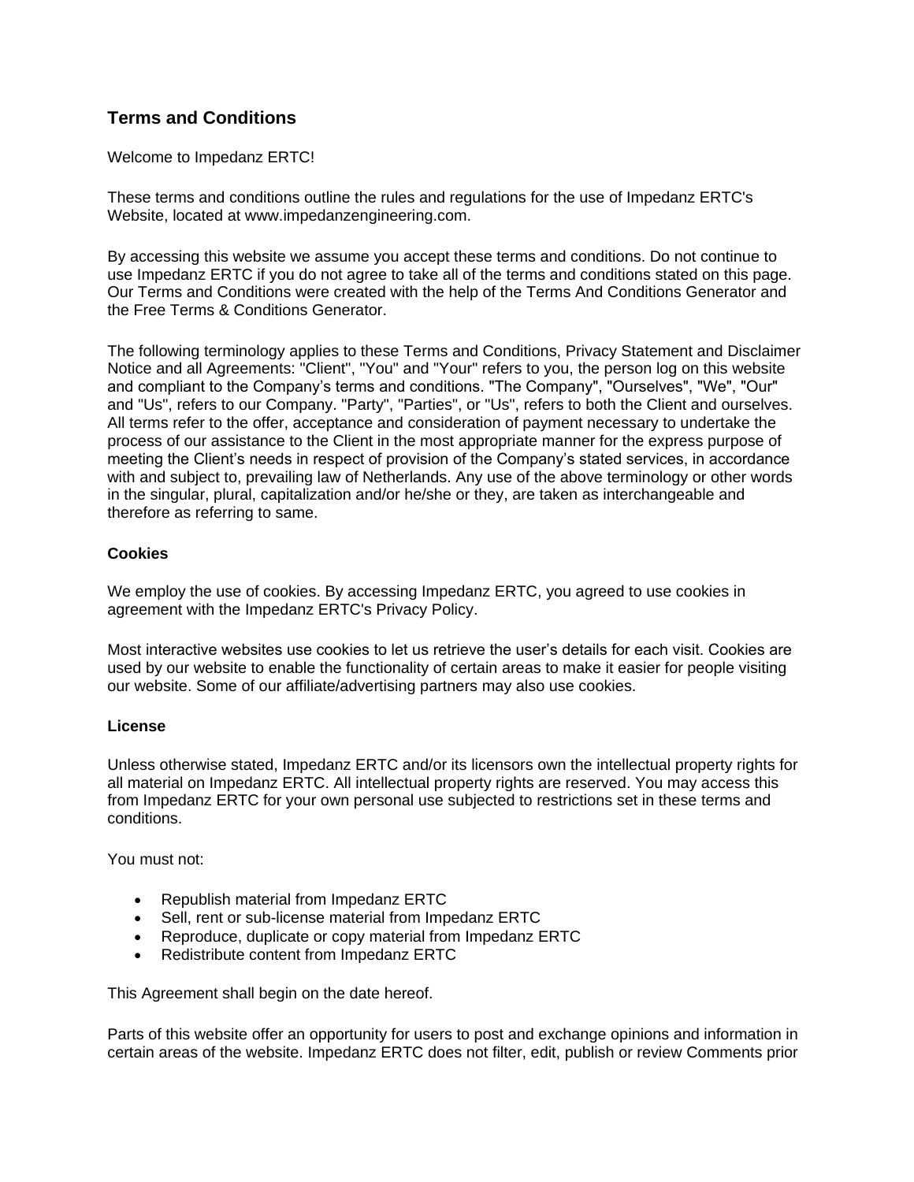## Terms and Conditions

Welcome to Impedanz ERTC!

These terms and conditions outline the rules and regulations for the use of Impedanz ERTC's Website, located at www.impedanzengineering.com.

By accessing this website we assume you accept these terms and conditions. Do not continue to use Impedanz ERTC if you do not agree to take all of the terms and conditions stated on this page. Our Terms and Conditions were created with the help of the Terms And Conditions Generator and the Free Terms & Conditions Generator.

The following terminology applies to these Terms and Conditions, Privacy Statement and Disclaimer Notice and all Agreements: "Client", "You" and "Your" refers to you, the person log on this website and compliant to the Company's terms and conditions. "The Company", "Ourselves", "We", "Our" and "Us", refers to our Company. "Party", "Parties", or "Us", refers to both the Client and ourselves. All terms refer to the offer, acceptance and consideration of payment necessary to undertake the process of our assistance to the Client in the most appropriate manner for the express purpose of meeting the Client's needs in respect of provision of the Company's stated services, in accordance with and subject to, prevailing law of Netherlands. Any use of the above terminology or other words in the singular, plural, capitalization and/or he/she or they, are taken as interchangeable and therefore as referring to same.

### Cookies

We employ the use of cookies. By accessing Impedanz ERTC, you agreed to use cookies in agreement with the Impedanz ERTC's Privacy Policy.

Most interactive websites use cookies to let us retrieve the user's details for each visit. Cookies are used by our website to enable the functionality of certain areas to make it easier for people visiting our website. Some of our affiliate/advertising partners may also use cookies.

### License

Unless otherwise stated, Impedanz ERTC and/or its licensors own the intellectual property rights for all material on Impedanz ERTC. All intellectual property rights are reserved. You may access this from Impedanz ERTC for your own personal use subjected to restrictions set in these terms and conditions.

You must not:

- Republish material from Impedanz ERTC
- Sell, rent or sub-license material from Impedanz ERTC
- Reproduce, duplicate or copy material from Impedanz ERTC
- Redistribute content from Impedanz ERTC

This Agreement shall begin on the date hereof.

Parts of this website offer an opportunity for users to post and exchange opinions and information in certain areas of the website. Impedanz ERTC does not filter, edit, publish or review Comments prior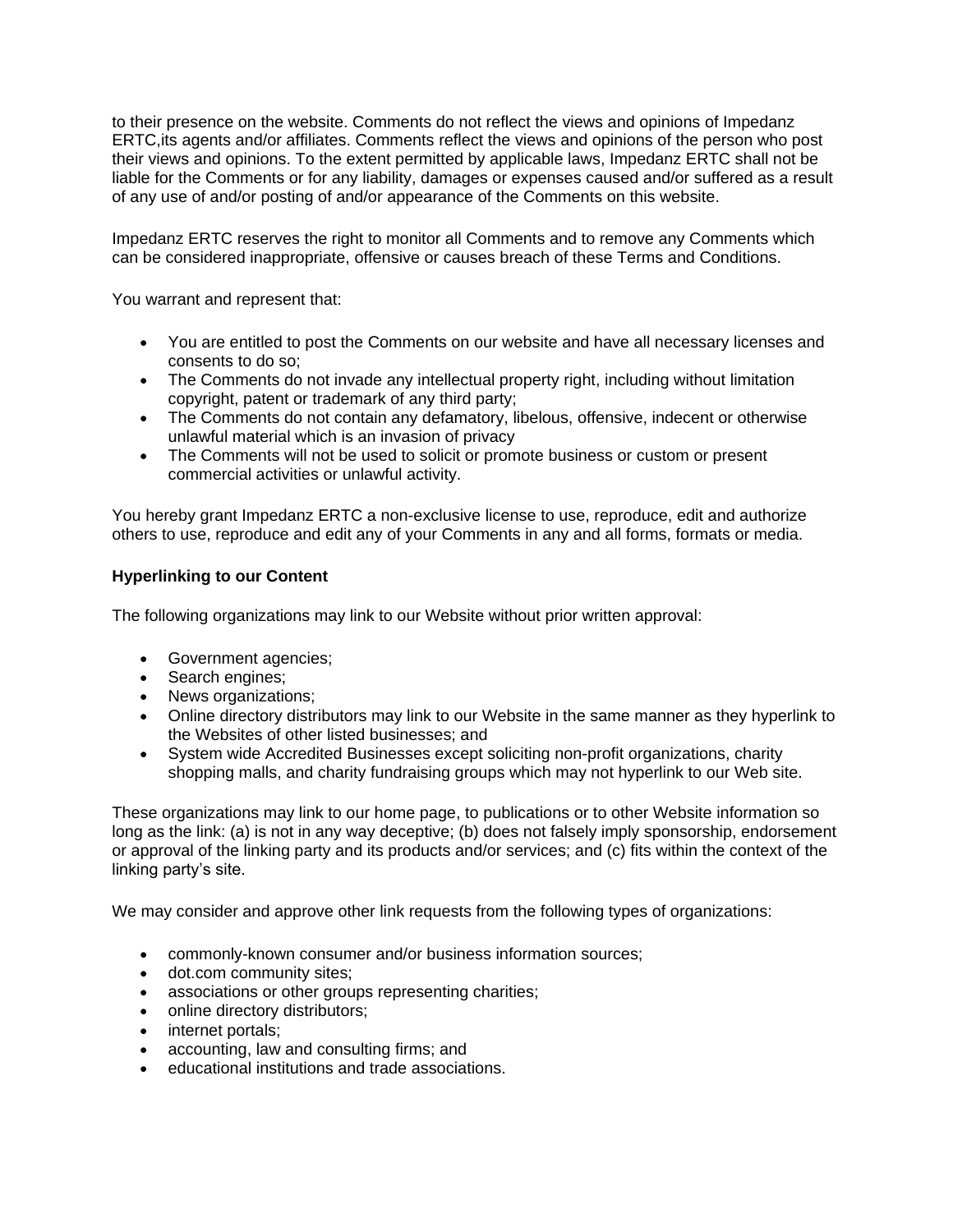to their presence on the website. Comments do not reflect the views and opinions of Impedanz ERTC,its agents and/or affiliates. Comments reflect the views and opinions of the person who post their views and opinions. To the extent permitted by applicable laws, Impedanz ERTC shall not be liable for the Comments or for any liability, damages or expenses caused and/or suffered as a result of any use of and/or posting of and/or appearance of the Comments on this website.

Impedanz ERTC reserves the right to monitor all Comments and to remove any Comments which can be considered inappropriate, offensive or causes breach of these Terms and Conditions.

You warrant and represent that:

- You are entitled to post the Comments on our website and have all necessary licenses and consents to do so;
- The Comments do not invade any intellectual property right, including without limitation copyright, patent or trademark of any third party;
- The Comments do not contain any defamatory, libelous, offensive, indecent or otherwise unlawful material which is an invasion of privacy
- The Comments will not be used to solicit or promote business or custom or present commercial activities or unlawful activity.

You hereby grant Impedanz ERTC a non-exclusive license to use, reproduce, edit and authorize others to use, reproduce and edit any of your Comments in any and all forms, formats or media.

**Hyperlinking to our Content**

The following organizations may link to our Website without prior written approval:

- Government agencies;
- Search engines;
- News organizations;
- Online directory distributors may link to our Website in the same manner as they hyperlink to the Websites of other listed businesses; and
- System wide Accredited Businesses except soliciting non-profit organizations, charity shopping malls, and charity fundraising groups which may not hyperlink to our Web site.

These organizations may link to our home page, to publications or to other Website information so long as the link: (a) is not in any way deceptive; (b) does not falsely imply sponsorship, endorsement or approval of the linking party and its products and/or services; and (c) fits within the context of the linking party's site.

We may consider and approve other link requests from the following types of organizations:

- commonly-known consumer and/or business information sources;
- dot.com community sites;
- associations or other groups representing charities;
- online directory distributors;
- internet portals;
- accounting, law and consulting firms; and
- educational institutions and trade associations.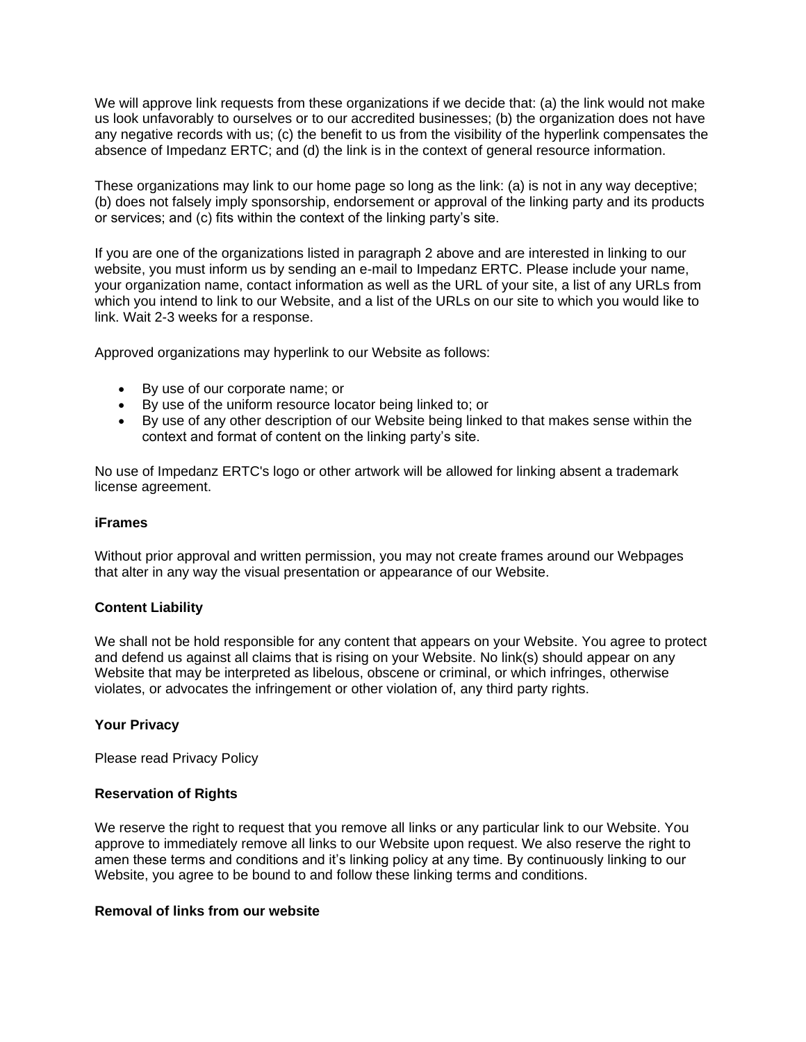We will approve link requests from these organizations if we decide that: (a) the link would not make us look unfavorably to ourselves or to our accredited businesses; (b) the organization does not have any negative records with us; (c) the benefit to us from the visibility of the hyperlink compensates the absence of Impedanz ERTC; and (d) the link is in the context of general resource information.

These organizations may link to our home page so long as the link: (a) is not in any way deceptive; (b) does not falsely imply sponsorship, endorsement or approval of the linking party and its products or services; and (c) fits within the context of the linking party's site.

If you are one of the organizations listed in paragraph 2 above and are interested in linking to our website, you must inform us by sending an e-mail to Impedanz ERTC. Please include your name, your organization name, contact information as well as the URL of your site, a list of any URLs from which you intend to link to our Website, and a list of the URLs on our site to which you would like to link. Wait 2-3 weeks for a response.

Approved organizations may hyperlink to our Website as follows:

- By use of our corporate name; or
- By use of the uniform resource locator being linked to; or
- By use of any other description of our Website being linked to that makes sense within the context and format of content on the linking party's site.

No use of Impedanz ERTC's logo or other artwork will be allowed for linking absent a trademark license agreement.

**iFrames**

Without prior approval and written permission, you may not create frames around our Webpages that alter in any way the visual presentation or appearance of our Website.

**Content Liability**

We shall not be hold responsible for any content that appears on your Website. You agree to protect and defend us against all claims that is rising on your Website. No link(s) should appear on any Website that may be interpreted as libelous, obscene or criminal, or which infringes, otherwise violates, or advocates the infringement or other violation of, any third party rights.

**Your Privacy**

Please read Privacy Policy

**Reservation of Rights**

We reserve the right to request that you remove all links or any particular link to our Website. You approve to immediately remove all links to our Website upon request. We also reserve the right to amen these terms and conditions and it's linking policy at any time. By continuously linking to our Website, you agree to be bound to and follow these linking terms and conditions.

**Removal of links from our website**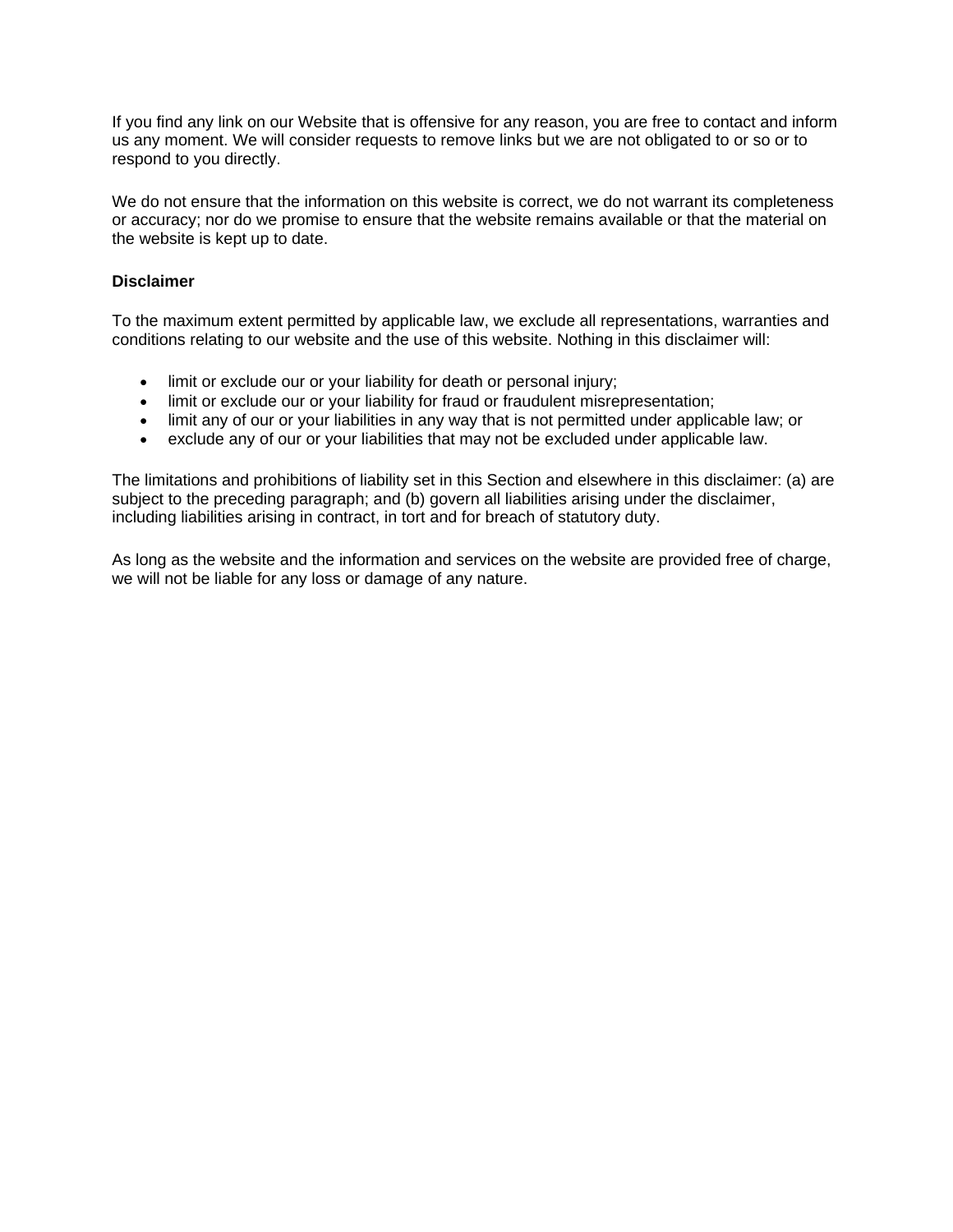If you find any link on our Website that is offensive for any reason, you are free to contact and inform us any moment. We will consider requests to remove links but we are not obligated to or so or to respond to you directly.

We do not ensure that the information on this website is correct, we do not warrant its completeness or accuracy; nor do we promise to ensure that the website remains available or that the material on the website is kept up to date.

**Disclaimer**

To the maximum extent permitted by applicable law, we exclude all representations, warranties and conditions relating to our website and the use of this website. Nothing in this disclaimer will:

- limit or exclude our or your liability for death or personal injury;
- limit or exclude our or your liability for fraud or fraudulent misrepresentation;
- limit any of our or your liabilities in any way that is not permitted under applicable law; or
- exclude any of our or your liabilities that may not be excluded under applicable law.

The limitations and prohibitions of liability set in this Section and elsewhere in this disclaimer: (a) are subject to the preceding paragraph; and (b) govern all liabilities arising under the disclaimer, including liabilities arising in contract, in tort and for breach of statutory duty.

As long as the website and the information and services on the website are provided free of charge, we will not be liable for any loss or damage of any nature.